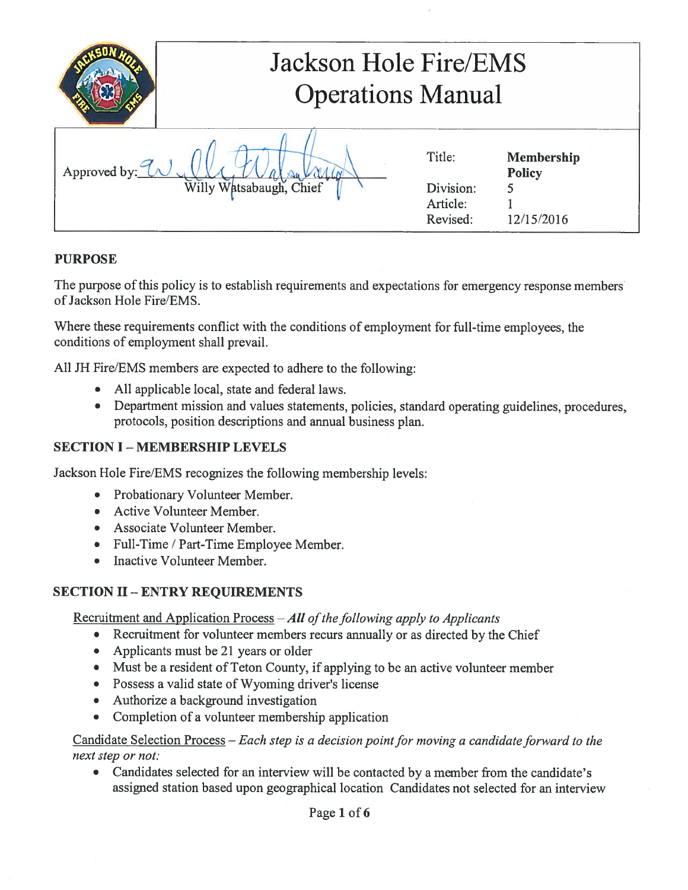# Jackson Hole Fire/EMS Operations Manual

| Approved by: Willy Watsabaugh, Chief | Title: | **Membership Policy** |
|---|---|---|
| | Division: | 5 |
| | Article: | 1 |
| | Revised: | 12/15/2016 |

## PURPOSE

The purpose of this policy is to establish requirements and expectations for emergency response members of Jackson Hole Fire/EMS.

Where these requirements conflict with the conditions of employment for full-time employees, the conditions of employment shall prevail.

All JH Fire/EMS members are expected to adhere to the following:

- All applicable local, state and federal laws.
- Department mission and values statements, policies, standard operating guidelines, procedures, protocols, position descriptions and annual business plan.

## SECTION I – MEMBERSHIP LEVELS

Jackson Hole Fire/EMS recognizes the following membership levels:

- Probationary Volunteer Member.
- Active Volunteer Member.
- Associate Volunteer Member.
- Full-Time / Part-Time Employee Member.
- Inactive Volunteer Member.

## SECTION II – ENTRY REQUIREMENTS

Recruitment and Application Process – ***All** of the following apply to Applicants*

- Recruitment for volunteer members recurs annually or as directed by the Chief
- Applicants must be 21 years or older
- Must be a resident of Teton County, if applying to be an active volunteer member
- Possess a valid state of Wyoming driver's license
- Authorize a background investigation
- Completion of a volunteer membership application

Candidate Selection Process – *Each step is a decision point for moving a candidate forward to the next step or not:*

- Candidates selected for an interview will be contacted by a member from the candidate's assigned station based upon geographical location Candidates not selected for an interview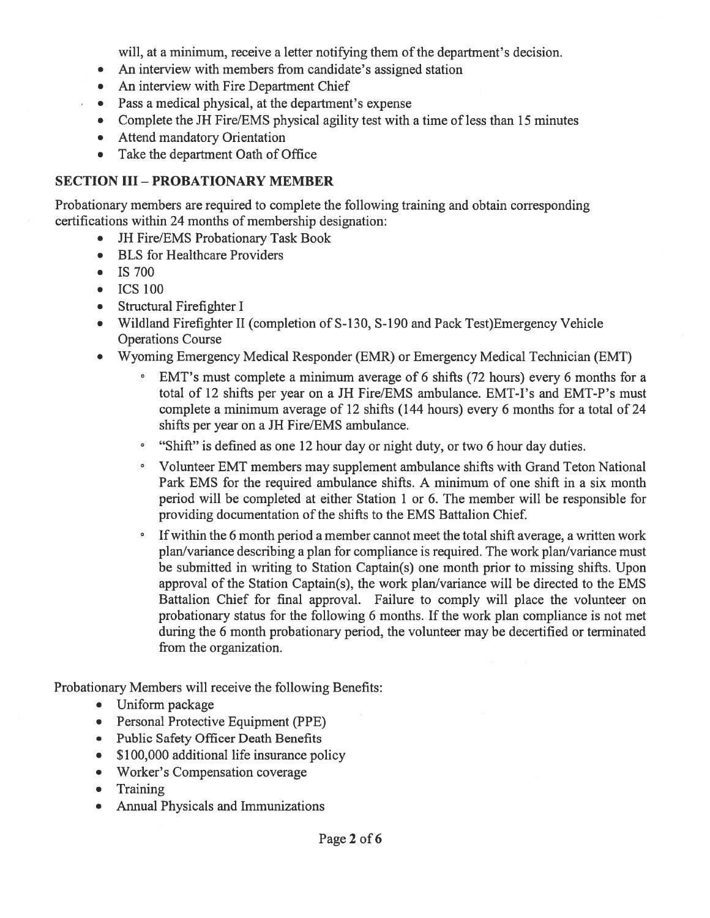will, at a minimum, receive a letter notifying them of the department's decision.

- An interview with members from candidate's assigned station
- An interview with Fire Department Chief
- Pass a medical physical, at the department's expense
- Complete the JH Fire/EMS physical agility test with a time of less than 15 minutes
- Attend mandatory Orientation
- Take the department Oath of Office

## SECTION III – PROBATIONARY MEMBER

Probationary members are required to complete the following training and obtain corresponding certifications within 24 months of membership designation:

- JH Fire/EMS Probationary Task Book
- BLS for Healthcare Providers
- IS 700
- ICS 100
- Structural Firefighter I
- Wildland Firefighter II (completion of S-130, S-190 and Pack Test)Emergency Vehicle Operations Course
- Wyoming Emergency Medical Responder (EMR) or Emergency Medical Technician (EMT)
    - EMT's must complete a minimum average of 6 shifts (72 hours) every 6 months for a total of 12 shifts per year on a JH Fire/EMS ambulance. EMT-I's and EMT-P's must complete a minimum average of 12 shifts (144 hours) every 6 months for a total of 24 shifts per year on a JH Fire/EMS ambulance.
    - "Shift" is defined as one 12 hour day or night duty, or two 6 hour day duties.
    - Volunteer EMT members may supplement ambulance shifts with Grand Teton National Park EMS for the required ambulance shifts. A minimum of one shift in a six month period will be completed at either Station 1 or 6. The member will be responsible for providing documentation of the shifts to the EMS Battalion Chief.
    - If within the 6 month period a member cannot meet the total shift average, a written work plan/variance describing a plan for compliance is required. The work plan/variance must be submitted in writing to Station Captain(s) one month prior to missing shifts. Upon approval of the Station Captain(s), the work plan/variance will be directed to the EMS Battalion Chief for final approval. Failure to comply will place the volunteer on probationary status for the following 6 months. If the work plan compliance is not met during the 6 month probationary period, the volunteer may be decertified or terminated from the organization.

Probationary Members will receive the following Benefits:

- Uniform package
- Personal Protective Equipment (PPE)
- Public Safety Officer Death Benefits
- $100,000 additional life insurance policy
- Worker's Compensation coverage
- Training
- Annual Physicals and Immunizations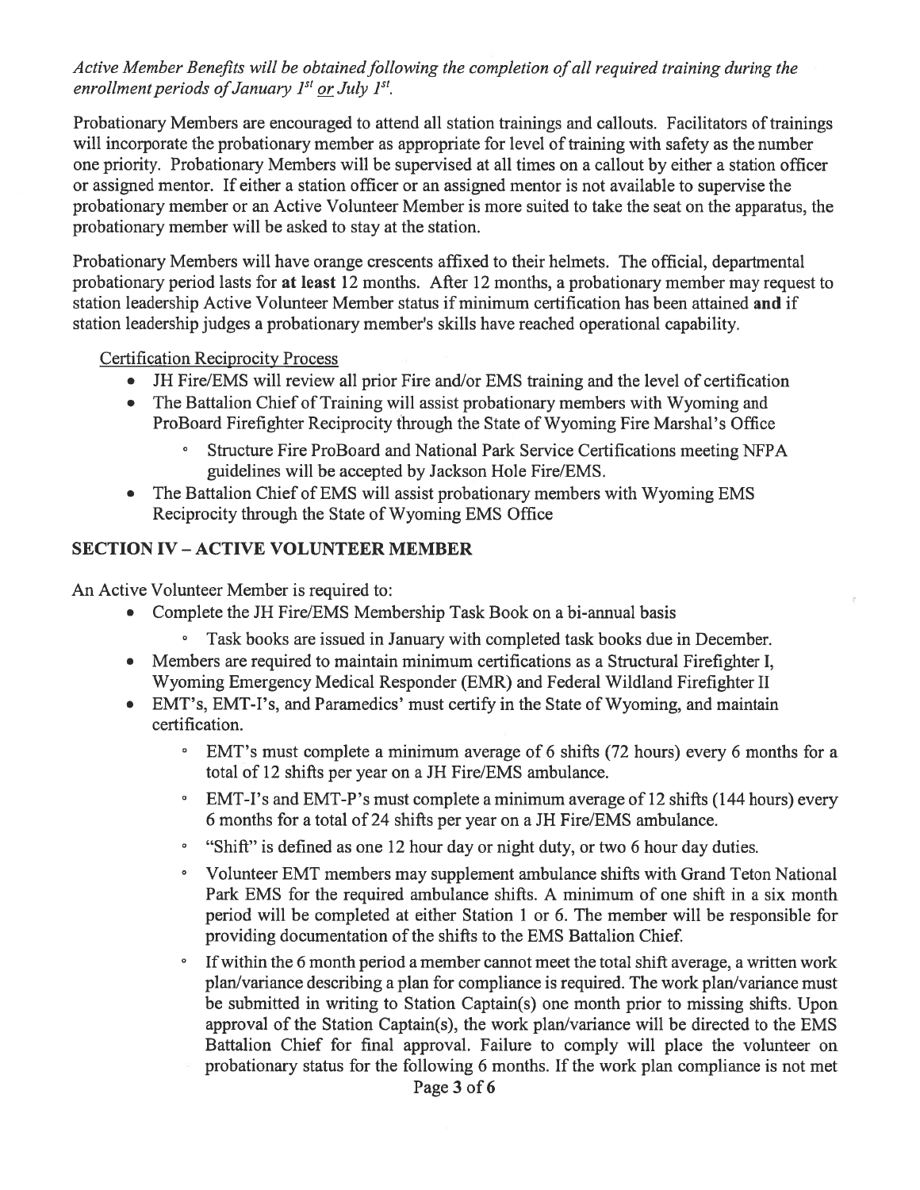*Active Member Benefits will be obtained following the completion of all required training during the enrollment periods of January 1st or July 1st.*

Probationary Members are encouraged to attend all station trainings and callouts. Facilitators of trainings will incorporate the probationary member as appropriate for level of training with safety as the number one priority. Probationary Members will be supervised at all times on a callout by either a station officer or assigned mentor. If either a station officer or an assigned mentor is not available to supervise the probationary member or an Active Volunteer Member is more suited to take the seat on the apparatus, the probationary member will be asked to stay at the station.

Probationary Members will have orange crescents affixed to their helmets. The official, departmental probationary period lasts for **at least** 12 months. After 12 months, a probationary member may request to station leadership Active Volunteer Member status if minimum certification has been attained **and** if station leadership judges a probationary member's skills have reached operational capability.

Certification Reciprocity Process

- JH Fire/EMS will review all prior Fire and/or EMS training and the level of certification
- The Battalion Chief of Training will assist probationary members with Wyoming and ProBoard Firefighter Reciprocity through the State of Wyoming Fire Marshal's Office
  - Structure Fire ProBoard and National Park Service Certifications meeting NFPA guidelines will be accepted by Jackson Hole Fire/EMS.
- The Battalion Chief of EMS will assist probationary members with Wyoming EMS Reciprocity through the State of Wyoming EMS Office

## SECTION IV – ACTIVE VOLUNTEER MEMBER

An Active Volunteer Member is required to:

- Complete the JH Fire/EMS Membership Task Book on a bi-annual basis
  - Task books are issued in January with completed task books due in December.
- Members are required to maintain minimum certifications as a Structural Firefighter I, Wyoming Emergency Medical Responder (EMR) and Federal Wildland Firefighter II
- EMT's, EMT-I's, and Paramedics' must certify in the State of Wyoming, and maintain certification.
  - EMT's must complete a minimum average of 6 shifts (72 hours) every 6 months for a total of 12 shifts per year on a JH Fire/EMS ambulance.
  - EMT-I's and EMT-P's must complete a minimum average of 12 shifts (144 hours) every 6 months for a total of 24 shifts per year on a JH Fire/EMS ambulance.
  - "Shift" is defined as one 12 hour day or night duty, or two 6 hour day duties.
  - Volunteer EMT members may supplement ambulance shifts with Grand Teton National Park EMS for the required ambulance shifts. A minimum of one shift in a six month period will be completed at either Station 1 or 6. The member will be responsible for providing documentation of the shifts to the EMS Battalion Chief.
  - If within the 6 month period a member cannot meet the total shift average, a written work plan/variance describing a plan for compliance is required. The work plan/variance must be submitted in writing to Station Captain(s) one month prior to missing shifts. Upon approval of the Station Captain(s), the work plan/variance will be directed to the EMS Battalion Chief for final approval. Failure to comply will place the volunteer on probationary status for the following 6 months. If the work plan compliance is not met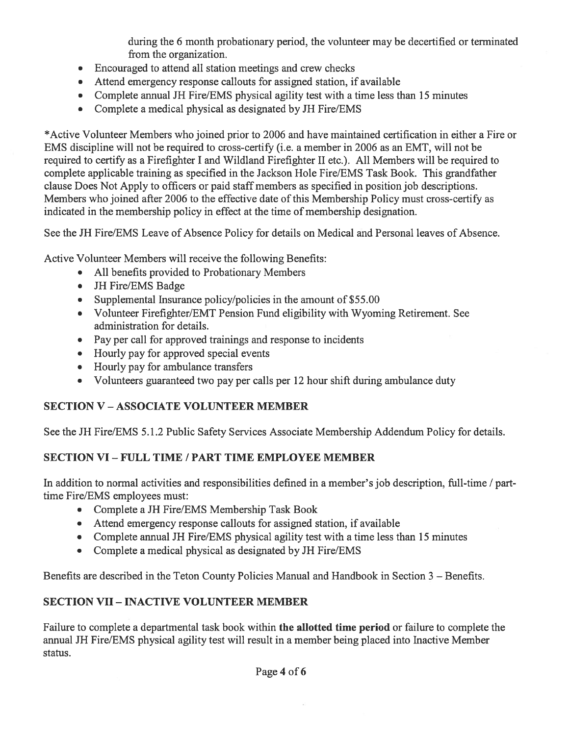during the 6 month probationary period, the volunteer may be decertified or terminated from the organization.

- Encouraged to attend all station meetings and crew checks
- Attend emergency response callouts for assigned station, if available
- Complete annual JH Fire/EMS physical agility test with a time less than 15 minutes
- Complete a medical physical as designated by JH Fire/EMS

*Active Volunteer Members who joined prior to 2006 and have maintained certification in either a Fire or EMS discipline will not be required to cross-certify (i.e. a member in 2006 as an EMT, will not be required to certify as a Firefighter I and Wildland Firefighter II etc.). All Members will be required to complete applicable training as specified in the Jackson Hole Fire/EMS Task Book. This grandfather clause Does Not Apply to officers or paid staff members as specified in position job descriptions. Members who joined after 2006 to the effective date of this Membership Policy must cross-certify as indicated in the membership policy in effect at the time of membership designation.

See the JH Fire/EMS Leave of Absence Policy for details on Medical and Personal leaves of Absence.

Active Volunteer Members will receive the following Benefits:

- All benefits provided to Probationary Members
- JH Fire/EMS Badge
- Supplemental Insurance policy/policies in the amount of $55.00
- Volunteer Firefighter/EMT Pension Fund eligibility with Wyoming Retirement. See administration for details.
- Pay per call for approved trainings and response to incidents
- Hourly pay for approved special events
- Hourly pay for ambulance transfers
- Volunteers guaranteed two pay per calls per 12 hour shift during ambulance duty

## SECTION V – ASSOCIATE VOLUNTEER MEMBER

See the JH Fire/EMS 5.1.2 Public Safety Services Associate Membership Addendum Policy for details.

## SECTION VI – FULL TIME / PART TIME EMPLOYEE MEMBER

In addition to normal activities and responsibilities defined in a member's job description, full-time / part-time Fire/EMS employees must:

- Complete a JH Fire/EMS Membership Task Book
- Attend emergency response callouts for assigned station, if available
- Complete annual JH Fire/EMS physical agility test with a time less than 15 minutes
- Complete a medical physical as designated by JH Fire/EMS

Benefits are described in the Teton County Policies Manual and Handbook in Section 3 – Benefits.

## SECTION VII – INACTIVE VOLUNTEER MEMBER

Failure to complete a departmental task book within **the allotted time period** or failure to complete the annual JH Fire/EMS physical agility test will result in a member being placed into Inactive Member status.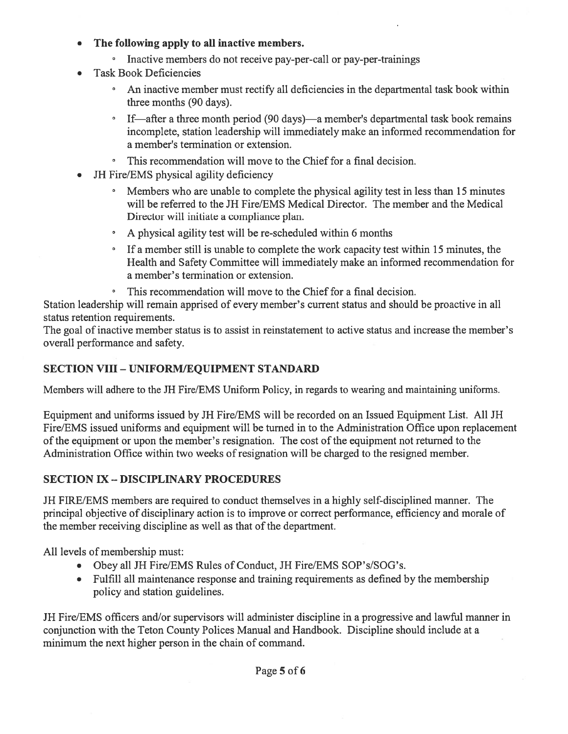- **The following apply to all inactive members.**
    - Inactive members do not receive pay-per-call or pay-per-trainings
- Task Book Deficiencies
    - An inactive member must rectify all deficiencies in the departmental task book within three months (90 days).
    - If—after a three month period (90 days)—a member's departmental task book remains incomplete, station leadership will immediately make an informed recommendation for a member's termination or extension.
    - This recommendation will move to the Chief for a final decision.
- JH Fire/EMS physical agility deficiency
    - Members who are unable to complete the physical agility test in less than 15 minutes will be referred to the JH Fire/EMS Medical Director. The member and the Medical Director will initiate a compliance plan.
    - A physical agility test will be re-scheduled within 6 months
    - If a member still is unable to complete the work capacity test within 15 minutes, the Health and Safety Committee will immediately make an informed recommendation for a member's termination or extension.
    - This recommendation will move to the Chief for a final decision.

Station leadership will remain apprised of every member's current status and should be proactive in all status retention requirements.

The goal of inactive member status is to assist in reinstatement to active status and increase the member's overall performance and safety.

## SECTION VIII – UNIFORM/EQUIPMENT STANDARD

Members will adhere to the JH Fire/EMS Uniform Policy, in regards to wearing and maintaining uniforms.

Equipment and uniforms issued by JH Fire/EMS will be recorded on an Issued Equipment List. All JH Fire/EMS issued uniforms and equipment will be turned in to the Administration Office upon replacement of the equipment or upon the member's resignation. The cost of the equipment not returned to the Administration Office within two weeks of resignation will be charged to the resigned member.

## SECTION IX – DISCIPLINARY PROCEDURES

JH FIRE/EMS members are required to conduct themselves in a highly self-disciplined manner. The principal objective of disciplinary action is to improve or correct performance, efficiency and morale of the member receiving discipline as well as that of the department.

All levels of membership must:

- Obey all JH Fire/EMS Rules of Conduct, JH Fire/EMS SOP's/SOG's.
- Fulfill all maintenance response and training requirements as defined by the membership policy and station guidelines.

JH Fire/EMS officers and/or supervisors will administer discipline in a progressive and lawful manner in conjunction with the Teton County Polices Manual and Handbook. Discipline should include at a minimum the next higher person in the chain of command.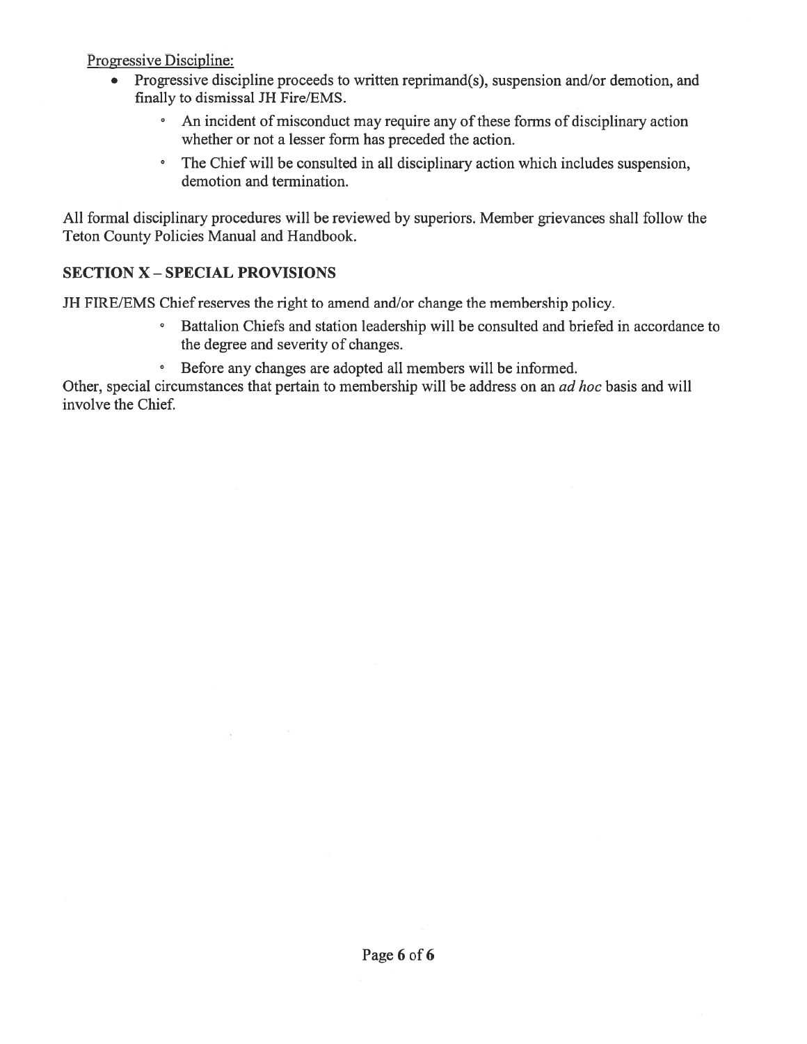Progressive Discipline:

- Progressive discipline proceeds to written reprimand(s), suspension and/or demotion, and finally to dismissal JH Fire/EMS.
  - An incident of misconduct may require any of these forms of disciplinary action whether or not a lesser form has preceded the action.
  - The Chief will be consulted in all disciplinary action which includes suspension, demotion and termination.

All formal disciplinary procedures will be reviewed by superiors. Member grievances shall follow the Teton County Policies Manual and Handbook.

## SECTION X – SPECIAL PROVISIONS

JH FIRE/EMS Chief reserves the right to amend and/or change the membership policy.

- Battalion Chiefs and station leadership will be consulted and briefed in accordance to the degree and severity of changes.
- Before any changes are adopted all members will be informed.

Other, special circumstances that pertain to membership will be address on an *ad hoc* basis and will involve the Chief.